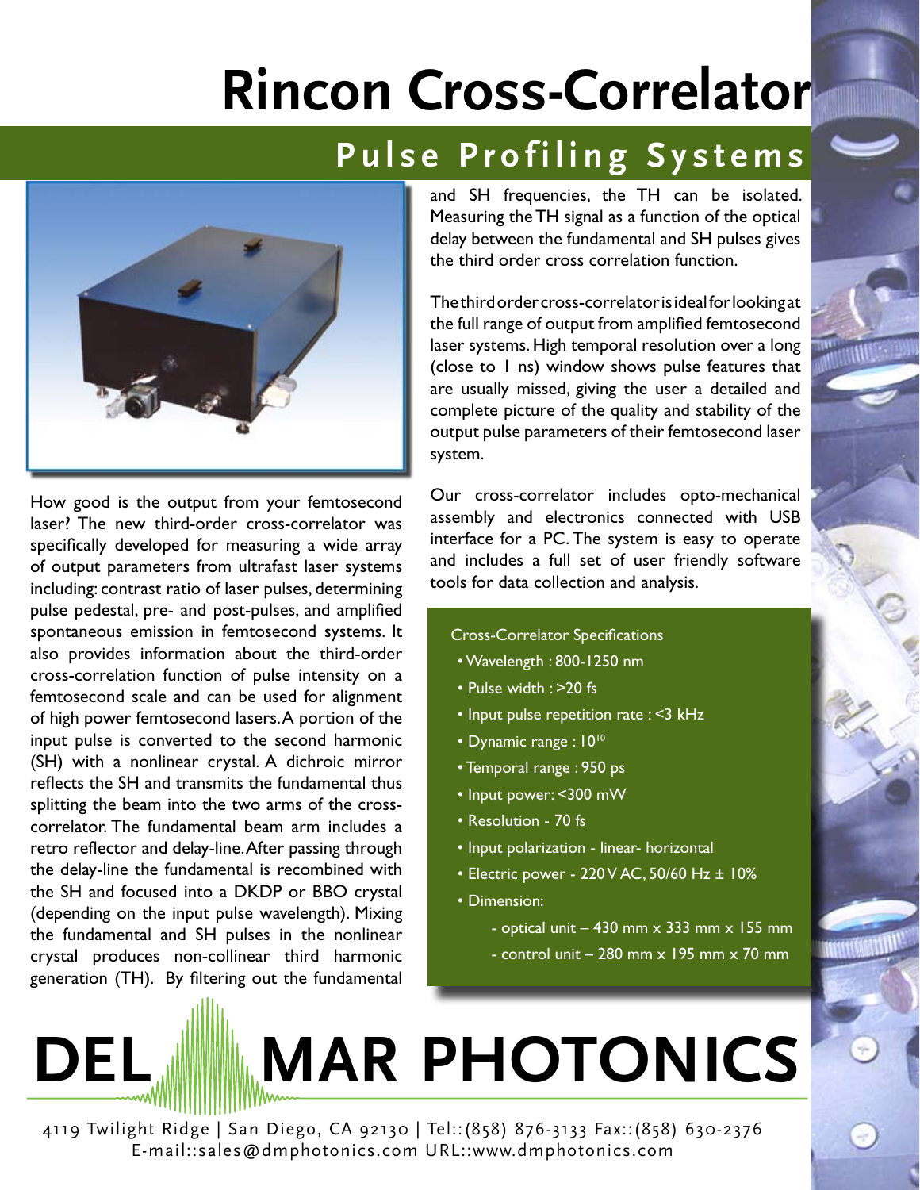# Rincon Cross-Correlator

## Pulse Profiling Systems

How good is the output from your femtosecond laser? The new third-order cross-correlator was specifically developed for measuring a wide array of output parameters from ultrafast laser systems including: contrast ratio of laser pulses, determining pulse pedestal, pre- and post-pulses, and amplified spontaneous emission in femtosecond systems. It also provides information about the third-order cross-correlation function of pulse intensity on a femtosecond scale and can be used for alignment of high power femtosecond lasers. A portion of the input pulse is converted to the second harmonic (SH) with a nonlinear crystal. A dichroic mirror reflects the SH and transmits the fundamental thus splitting the beam into the two arms of the cross-correlator. The fundamental beam arm includes a retro reflector and delay-line. After passing through the delay-line the fundamental is recombined with the SH and focused into a DKDP or BBO crystal (depending on the input pulse wavelength). Mixing the fundamental and SH pulses in the nonlinear crystal produces non-collinear third harmonic generation (TH). By filtering out the fundamental and SH frequencies, the TH can be isolated. Measuring the TH signal as a function of the optical delay between the fundamental and SH pulses gives the third order cross correlation function.

The third order cross-correlator is ideal for looking at the full range of output from amplified femtosecond laser systems. High temporal resolution over a long (close to 1 ns) window shows pulse features that are usually missed, giving the user a detailed and complete picture of the quality and stability of the output pulse parameters of their femtosecond laser system.

Our cross-correlator includes opto-mechanical assembly and electronics connected with USB interface for a PC. The system is easy to operate and includes a full set of user friendly software tools for data collection and analysis.

Cross-Correlator Specifications

- Wavelength : 800-1250 nm
- Pulse width : >20 fs
- Input pulse repetition rate : <3 kHz
- Dynamic range : $10^{10}$
- Temporal range : 950 ps
- Input power: <300 mW
- Resolution - 70 fs
- Input polarization - linear- horizontal
- Electric power - 220 V AC, 50/60 Hz ± 10%
- Dimension:
  - optical unit – 430 mm x 333 mm x 155 mm
  - control unit – 280 mm x 195 mm x 70 mm

**DEL MAR PHOTONICS**

4119 Twilight Ridge | San Diego, CA 92130 | Tel::(858) 876-3133 Fax::(858) 630-2376
E-mail::sales@dmphotonics.com URL::www.dmphotonics.com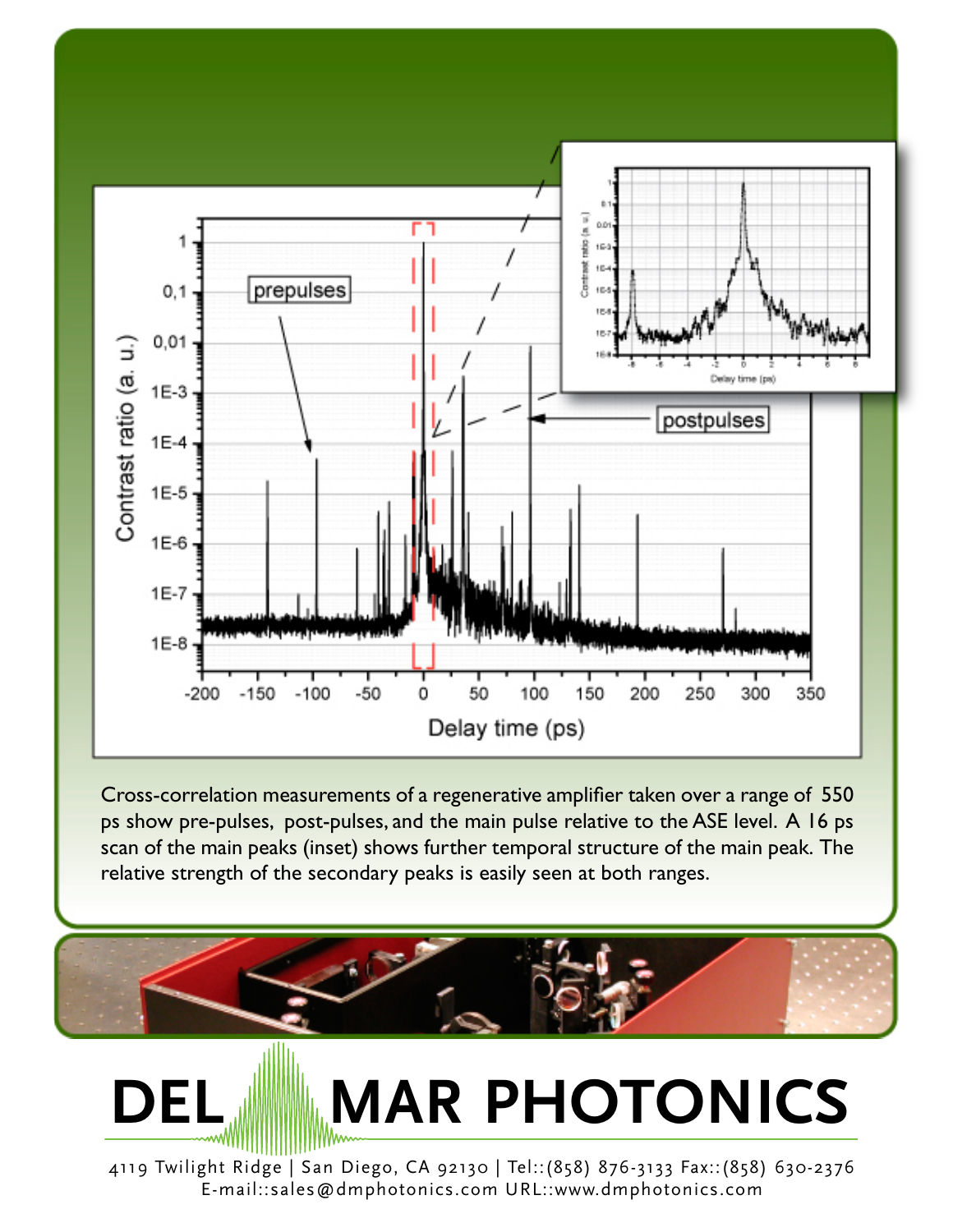prepulses

postpulses

Contrast ratio (a. u.)

1

0,1

0,01

1E-3

1E-4

1E-5

1E-6

1E-7

1E-8

-200 -150 -100 -50 0 50 100 150 200 250 300 350

Delay time (ps)

Contrast ratio (a. u.)

Delay time (ps)

Cross-correlation measurements of a regenerative amplifier taken over a range of 550 ps show pre-pulses, post-pulses, and the main pulse relative to the ASE level. A 16 ps scan of the main peaks (inset) shows further temporal structure of the main peak. The relative strength of the secondary peaks is easily seen at both ranges.

# DEL MAR PHOTONICS

4119 Twilight Ridge | San Diego, CA 92130 | Tel::(858) 876-3133 Fax::(858) 630-2376
E-mail::sales@dmphotonics.com URL::www.dmphotonics.com